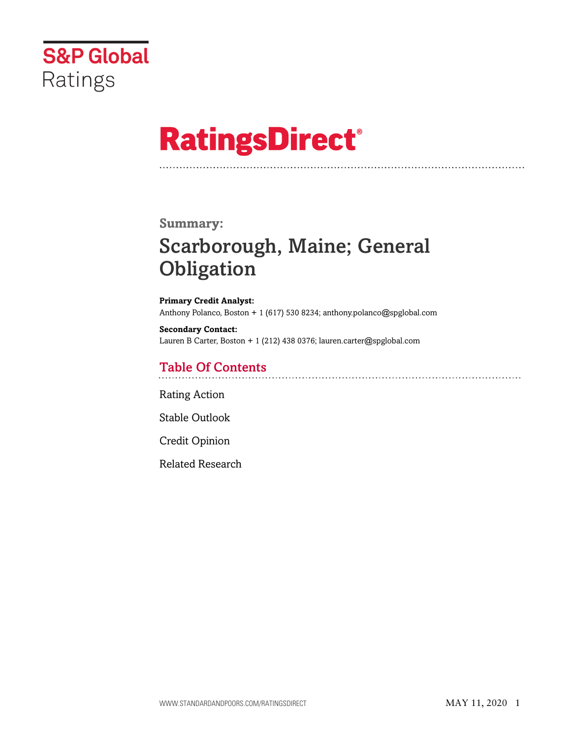S&P Global Ratings

# RatingsDirect®

## Summary:

# Scarborough, Maine; General Obligation

**Primary Credit Analyst:**
Anthony Polanco, Boston + 1 (617) 530 8234; anthony.polanco@spglobal.com

**Secondary Contact:**
Lauren B Carter, Boston + 1 (212) 438 0376; lauren.carter@spglobal.com

## Table Of Contents

Rating Action

Stable Outlook

Credit Opinion

Related Research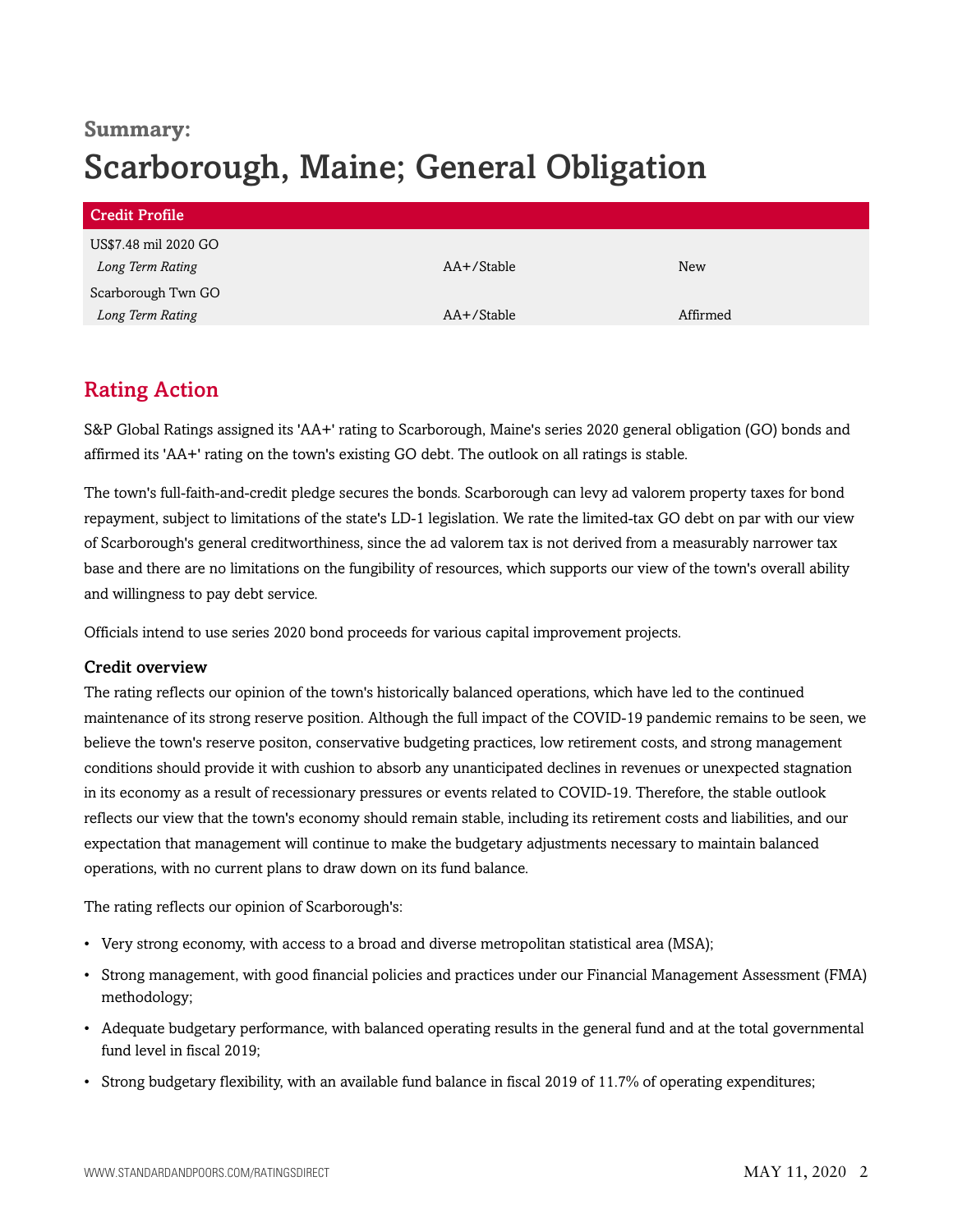**Summary:**

# Scarborough, Maine; General Obligation

| Credit Profile | | |
|---|---|---|
| US$7.48 mil 2020 GO | | |
| *Long Term Rating* | AA+/Stable | New |
| Scarborough Twn GO | | |
| *Long Term Rating* | AA+/Stable | Affirmed |

## Rating Action

S&P Global Ratings assigned its 'AA+' rating to Scarborough, Maine's series 2020 general obligation (GO) bonds and affirmed its 'AA+' rating on the town's existing GO debt. The outlook on all ratings is stable.

The town's full-faith-and-credit pledge secures the bonds. Scarborough can levy ad valorem property taxes for bond repayment, subject to limitations of the state's LD-1 legislation. We rate the limited-tax GO debt on par with our view of Scarborough's general creditworthiness, since the ad valorem tax is not derived from a measurably narrower tax base and there are no limitations on the fungibility of resources, which supports our view of the town's overall ability and willingness to pay debt service.

Officials intend to use series 2020 bond proceeds for various capital improvement projects.

### Credit overview

The rating reflects our opinion of the town's historically balanced operations, which have led to the continued maintenance of its strong reserve position. Although the full impact of the COVID-19 pandemic remains to be seen, we believe the town's reserve positon, conservative budgeting practices, low retirement costs, and strong management conditions should provide it with cushion to absorb any unanticipated declines in revenues or unexpected stagnation in its economy as a result of recessionary pressures or events related to COVID-19. Therefore, the stable outlook reflects our view that the town's economy should remain stable, including its retirement costs and liabilities, and our expectation that management will continue to make the budgetary adjustments necessary to maintain balanced operations, with no current plans to draw down on its fund balance.

The rating reflects our opinion of Scarborough's:

- Very strong economy, with access to a broad and diverse metropolitan statistical area (MSA);
- Strong management, with good financial policies and practices under our Financial Management Assessment (FMA) methodology;
- Adequate budgetary performance, with balanced operating results in the general fund and at the total governmental fund level in fiscal 2019;
- Strong budgetary flexibility, with an available fund balance in fiscal 2019 of 11.7% of operating expenditures;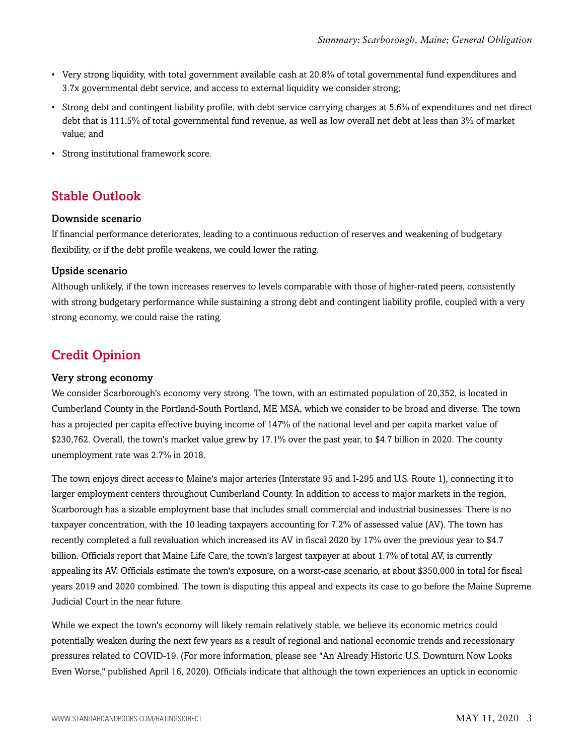- Very strong liquidity, with total government available cash at 20.8% of total governmental fund expenditures and 3.7x governmental debt service, and access to external liquidity we consider strong;
- Strong debt and contingent liability profile, with debt service carrying charges at 5.6% of expenditures and net direct debt that is 111.5% of total governmental fund revenue, as well as low overall net debt at less than 3% of market value; and
- Strong institutional framework score.

## Stable Outlook

### Downside scenario

If financial performance deteriorates, leading to a continuous reduction of reserves and weakening of budgetary flexibility, or if the debt profile weakens, we could lower the rating.

### Upside scenario

Although unlikely, if the town increases reserves to levels comparable with those of higher-rated peers, consistently with strong budgetary performance while sustaining a strong debt and contingent liability profile, coupled with a very strong economy, we could raise the rating.

## Credit Opinion

### Very strong economy

We consider Scarborough's economy very strong. The town, with an estimated population of 20,352, is located in Cumberland County in the Portland-South Portland, ME MSA, which we consider to be broad and diverse. The town has a projected per capita effective buying income of 147% of the national level and per capita market value of $230,762. Overall, the town's market value grew by 17.1% over the past year, to $4.7 billion in 2020. The county unemployment rate was 2.7% in 2018.

The town enjoys direct access to Maine's major arteries (Interstate 95 and I-295 and U.S. Route 1), connecting it to larger employment centers throughout Cumberland County. In addition to access to major markets in the region, Scarborough has a sizable employment base that includes small commercial and industrial businesses. There is no taxpayer concentration, with the 10 leading taxpayers accounting for 7.2% of assessed value (AV). The town has recently completed a full revaluation which increased its AV in fiscal 2020 by 17% over the previous year to $4.7 billion. Officials report that Maine Life Care, the town's largest taxpayer at about 1.7% of total AV, is currently appealing its AV. Officials estimate the town's exposure, on a worst-case scenario, at about $350,000 in total for fiscal years 2019 and 2020 combined. The town is disputing this appeal and expects its case to go before the Maine Supreme Judicial Court in the near future.

While we expect the town's economy will likely remain relatively stable, we believe its economic metrics could potentially weaken during the next few years as a result of regional and national economic trends and recessionary pressures related to COVID-19. (For more information, please see "An Already Historic U.S. Downturn Now Looks Even Worse," published April 16, 2020). Officials indicate that although the town experiences an uptick in economic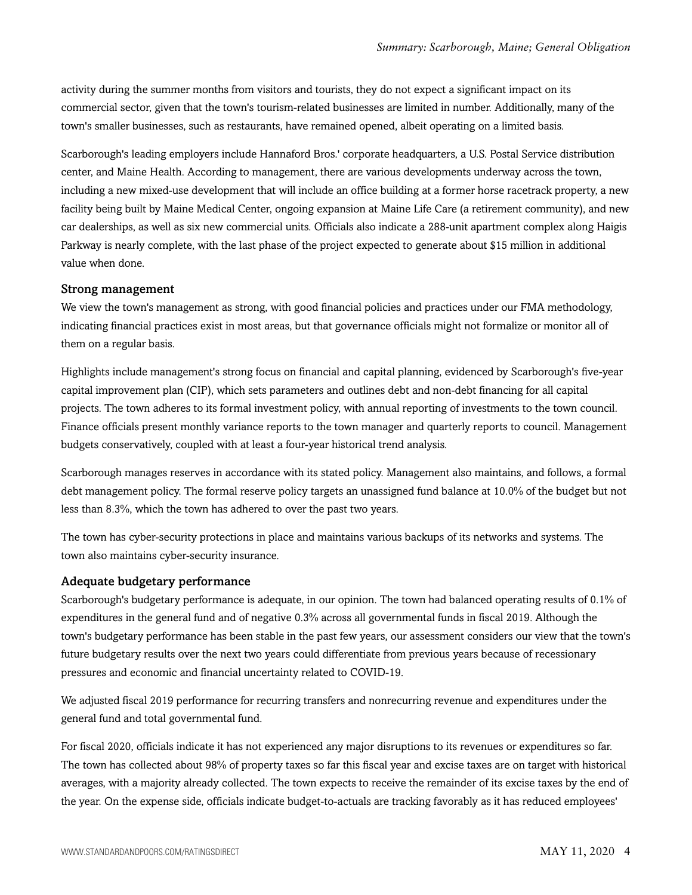activity during the summer months from visitors and tourists, they do not expect a significant impact on its commercial sector, given that the town's tourism-related businesses are limited in number. Additionally, many of the town's smaller businesses, such as restaurants, have remained opened, albeit operating on a limited basis.

Scarborough's leading employers include Hannaford Bros.' corporate headquarters, a U.S. Postal Service distribution center, and Maine Health. According to management, there are various developments underway across the town, including a new mixed-use development that will include an office building at a former horse racetrack property, a new facility being built by Maine Medical Center, ongoing expansion at Maine Life Care (a retirement community), and new car dealerships, as well as six new commercial units. Officials also indicate a 288-unit apartment complex along Haigis Parkway is nearly complete, with the last phase of the project expected to generate about $15 million in additional value when done.

### Strong management

We view the town's management as strong, with good financial policies and practices under our FMA methodology, indicating financial practices exist in most areas, but that governance officials might not formalize or monitor all of them on a regular basis.

Highlights include management's strong focus on financial and capital planning, evidenced by Scarborough's five-year capital improvement plan (CIP), which sets parameters and outlines debt and non-debt financing for all capital projects. The town adheres to its formal investment policy, with annual reporting of investments to the town council. Finance officials present monthly variance reports to the town manager and quarterly reports to council. Management budgets conservatively, coupled with at least a four-year historical trend analysis.

Scarborough manages reserves in accordance with its stated policy. Management also maintains, and follows, a formal debt management policy. The formal reserve policy targets an unassigned fund balance at 10.0% of the budget but not less than 8.3%, which the town has adhered to over the past two years.

The town has cyber-security protections in place and maintains various backups of its networks and systems. The town also maintains cyber-security insurance.

### Adequate budgetary performance

Scarborough's budgetary performance is adequate, in our opinion. The town had balanced operating results of 0.1% of expenditures in the general fund and of negative 0.3% across all governmental funds in fiscal 2019. Although the town's budgetary performance has been stable in the past few years, our assessment considers our view that the town's future budgetary results over the next two years could differentiate from previous years because of recessionary pressures and economic and financial uncertainty related to COVID-19.

We adjusted fiscal 2019 performance for recurring transfers and nonrecurring revenue and expenditures under the general fund and total governmental fund.

For fiscal 2020, officials indicate it has not experienced any major disruptions to its revenues or expenditures so far. The town has collected about 98% of property taxes so far this fiscal year and excise taxes are on target with historical averages, with a majority already collected. The town expects to receive the remainder of its excise taxes by the end of the year. On the expense side, officials indicate budget-to-actuals are tracking favorably as it has reduced employees'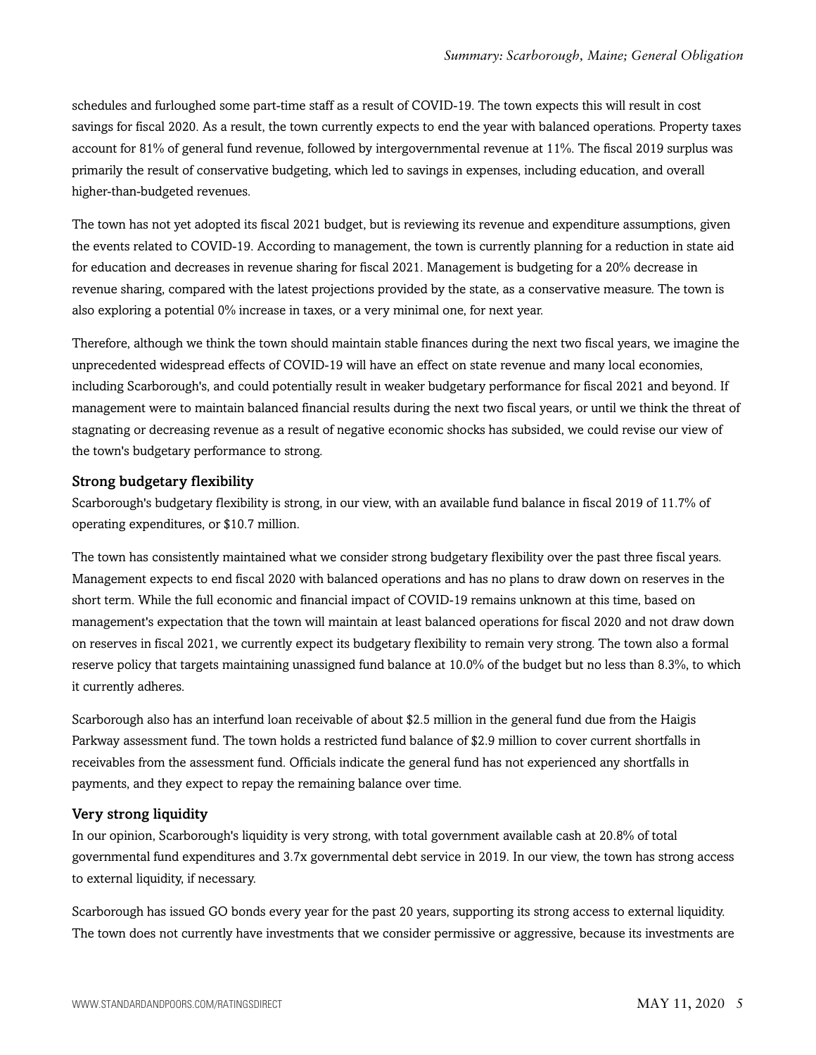schedules and furloughed some part-time staff as a result of COVID-19. The town expects this will result in cost savings for fiscal 2020. As a result, the town currently expects to end the year with balanced operations. Property taxes account for 81% of general fund revenue, followed by intergovernmental revenue at 11%. The fiscal 2019 surplus was primarily the result of conservative budgeting, which led to savings in expenses, including education, and overall higher-than-budgeted revenues.

The town has not yet adopted its fiscal 2021 budget, but is reviewing its revenue and expenditure assumptions, given the events related to COVID-19. According to management, the town is currently planning for a reduction in state aid for education and decreases in revenue sharing for fiscal 2021. Management is budgeting for a 20% decrease in revenue sharing, compared with the latest projections provided by the state, as a conservative measure. The town is also exploring a potential 0% increase in taxes, or a very minimal one, for next year.

Therefore, although we think the town should maintain stable finances during the next two fiscal years, we imagine the unprecedented widespread effects of COVID-19 will have an effect on state revenue and many local economies, including Scarborough's, and could potentially result in weaker budgetary performance for fiscal 2021 and beyond. If management were to maintain balanced financial results during the next two fiscal years, or until we think the threat of stagnating or decreasing revenue as a result of negative economic shocks has subsided, we could revise our view of the town's budgetary performance to strong.

### Strong budgetary flexibility

Scarborough's budgetary flexibility is strong, in our view, with an available fund balance in fiscal 2019 of 11.7% of operating expenditures, or $10.7 million.

The town has consistently maintained what we consider strong budgetary flexibility over the past three fiscal years. Management expects to end fiscal 2020 with balanced operations and has no plans to draw down on reserves in the short term. While the full economic and financial impact of COVID-19 remains unknown at this time, based on management's expectation that the town will maintain at least balanced operations for fiscal 2020 and not draw down on reserves in fiscal 2021, we currently expect its budgetary flexibility to remain very strong. The town also a formal reserve policy that targets maintaining unassigned fund balance at 10.0% of the budget but no less than 8.3%, to which it currently adheres.

Scarborough also has an interfund loan receivable of about $2.5 million in the general fund due from the Haigis Parkway assessment fund. The town holds a restricted fund balance of $2.9 million to cover current shortfalls in receivables from the assessment fund. Officials indicate the general fund has not experienced any shortfalls in payments, and they expect to repay the remaining balance over time.

### Very strong liquidity

In our opinion, Scarborough's liquidity is very strong, with total government available cash at 20.8% of total governmental fund expenditures and 3.7x governmental debt service in 2019. In our view, the town has strong access to external liquidity, if necessary.

Scarborough has issued GO bonds every year for the past 20 years, supporting its strong access to external liquidity. The town does not currently have investments that we consider permissive or aggressive, because its investments are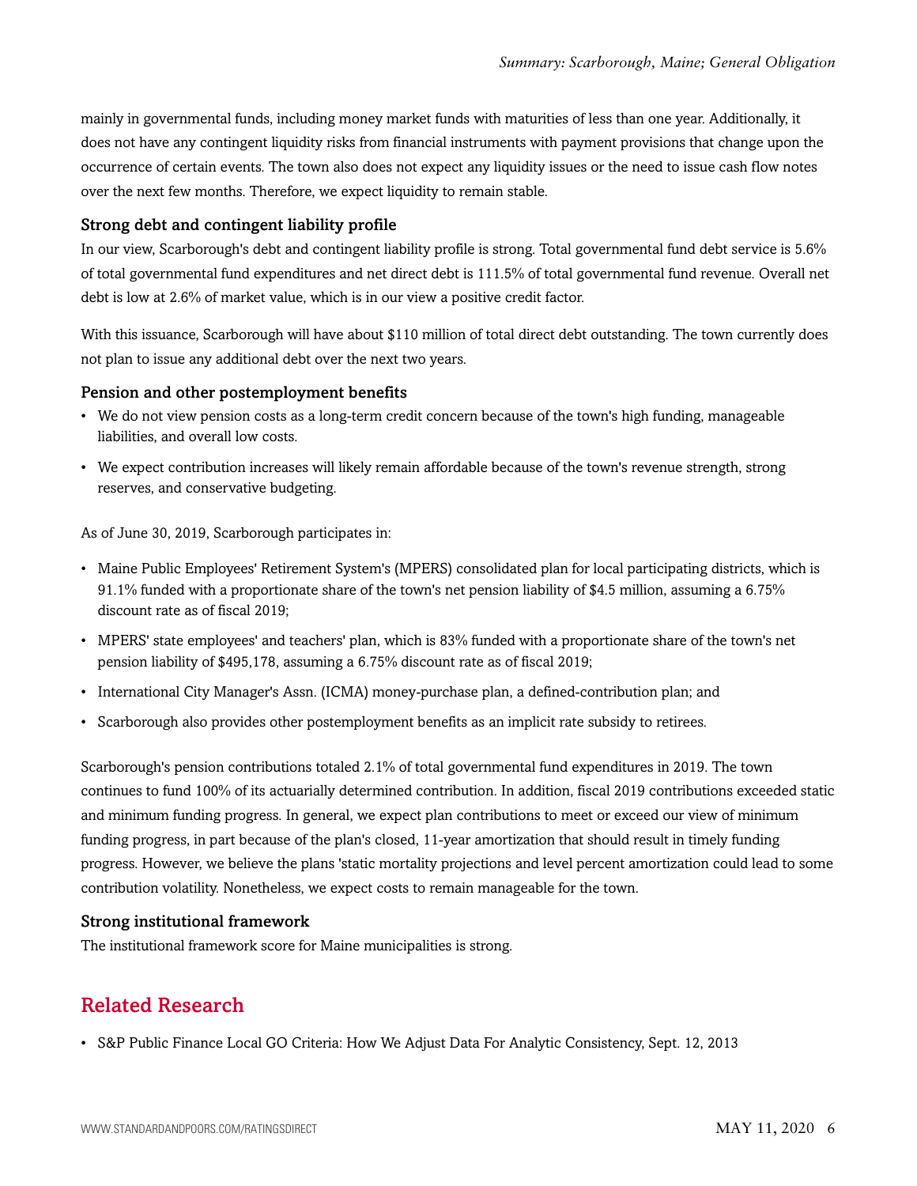mainly in governmental funds, including money market funds with maturities of less than one year. Additionally, it does not have any contingent liquidity risks from financial instruments with payment provisions that change upon the occurrence of certain events. The town also does not expect any liquidity issues or the need to issue cash flow notes over the next few months. Therefore, we expect liquidity to remain stable.

### Strong debt and contingent liability profile

In our view, Scarborough's debt and contingent liability profile is strong. Total governmental fund debt service is 5.6% of total governmental fund expenditures and net direct debt is 111.5% of total governmental fund revenue. Overall net debt is low at 2.6% of market value, which is in our view a positive credit factor.

With this issuance, Scarborough will have about $110 million of total direct debt outstanding. The town currently does not plan to issue any additional debt over the next two years.

### Pension and other postemployment benefits

- We do not view pension costs as a long-term credit concern because of the town's high funding, manageable liabilities, and overall low costs.
- We expect contribution increases will likely remain affordable because of the town's revenue strength, strong reserves, and conservative budgeting.

As of June 30, 2019, Scarborough participates in:

- Maine Public Employees' Retirement System's (MPERS) consolidated plan for local participating districts, which is 91.1% funded with a proportionate share of the town's net pension liability of $4.5 million, assuming a 6.75% discount rate as of fiscal 2019;
- MPERS' state employees' and teachers' plan, which is 83% funded with a proportionate share of the town's net pension liability of $495,178, assuming a 6.75% discount rate as of fiscal 2019;
- International City Manager's Assn. (ICMA) money-purchase plan, a defined-contribution plan; and
- Scarborough also provides other postemployment benefits as an implicit rate subsidy to retirees.

Scarborough's pension contributions totaled 2.1% of total governmental fund expenditures in 2019. The town continues to fund 100% of its actuarially determined contribution. In addition, fiscal 2019 contributions exceeded static and minimum funding progress. In general, we expect plan contributions to meet or exceed our view of minimum funding progress, in part because of the plan's closed, 11-year amortization that should result in timely funding progress. However, we believe the plans 'static mortality projections and level percent amortization could lead to some contribution volatility. Nonetheless, we expect costs to remain manageable for the town.

### Strong institutional framework

The institutional framework score for Maine municipalities is strong.

## Related Research

- S&P Public Finance Local GO Criteria: How We Adjust Data For Analytic Consistency, Sept. 12, 2013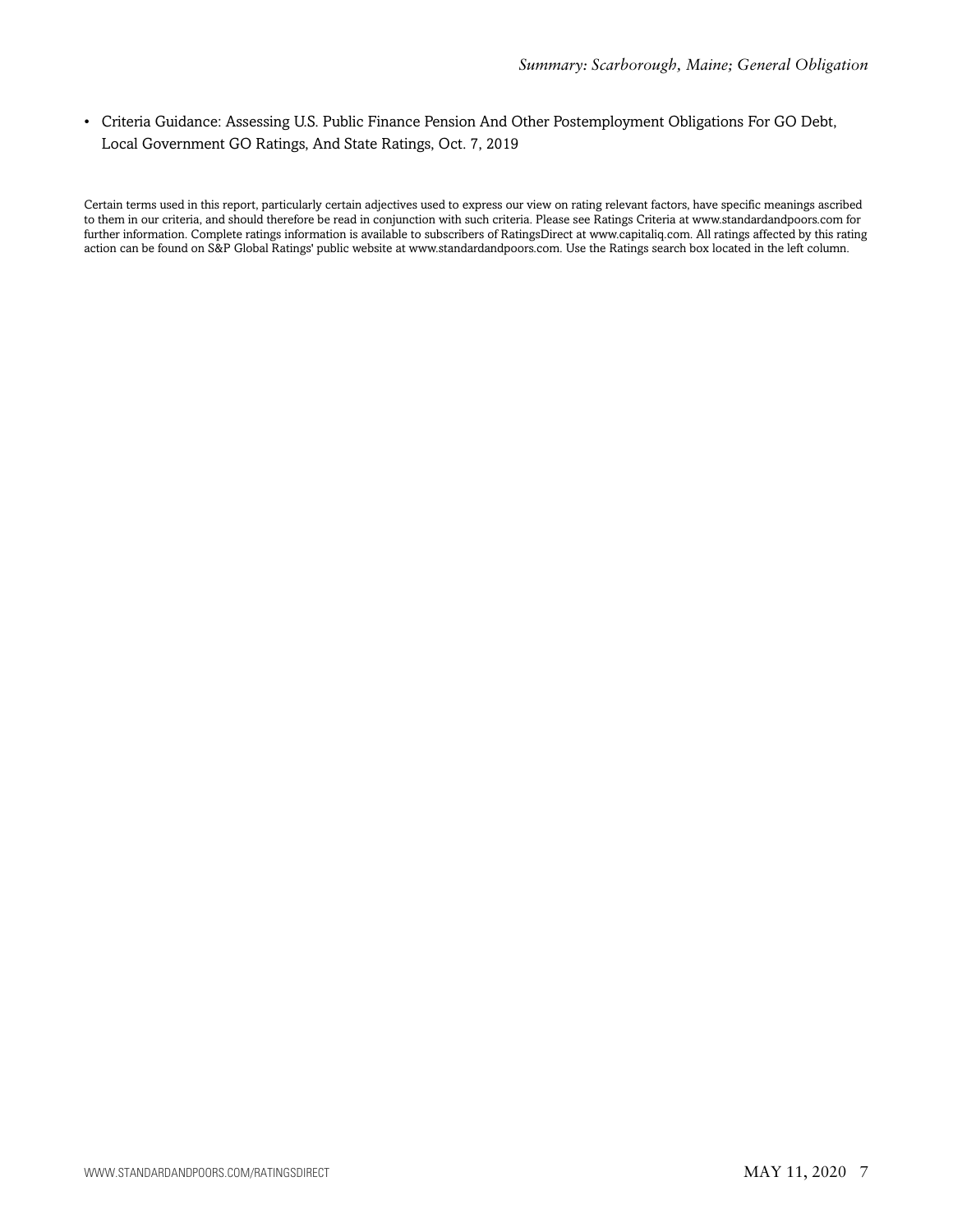- Criteria Guidance: Assessing U.S. Public Finance Pension And Other Postemployment Obligations For GO Debt, Local Government GO Ratings, And State Ratings, Oct. 7, 2019

Certain terms used in this report, particularly certain adjectives used to express our view on rating relevant factors, have specific meanings ascribed to them in our criteria, and should therefore be read in conjunction with such criteria. Please see Ratings Criteria at www.standardandpoors.com for further information. Complete ratings information is available to subscribers of RatingsDirect at www.capitaliq.com. All ratings affected by this rating action can be found on S&P Global Ratings' public website at www.standardandpoors.com. Use the Ratings search box located in the left column.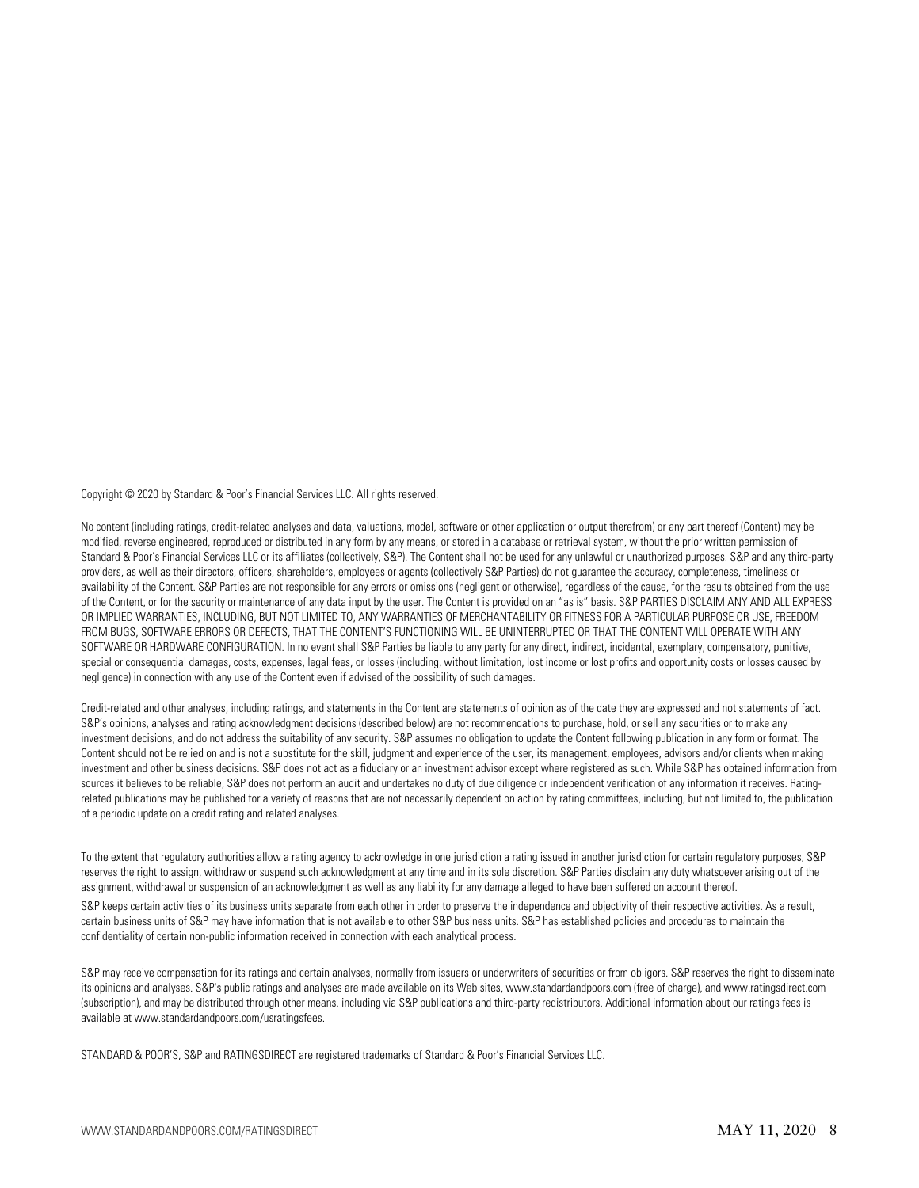Copyright © 2020 by Standard & Poor's Financial Services LLC. All rights reserved.

No content (including ratings, credit-related analyses and data, valuations, model, software or other application or output therefrom) or any part thereof (Content) may be modified, reverse engineered, reproduced or distributed in any form by any means, or stored in a database or retrieval system, without the prior written permission of Standard & Poor's Financial Services LLC or its affiliates (collectively, S&P). The Content shall not be used for any unlawful or unauthorized purposes. S&P and any third-party providers, as well as their directors, officers, shareholders, employees or agents (collectively S&P Parties) do not guarantee the accuracy, completeness, timeliness or availability of the Content. S&P Parties are not responsible for any errors or omissions (negligent or otherwise), regardless of the cause, for the results obtained from the use of the Content, or for the security or maintenance of any data input by the user. The Content is provided on an "as is" basis. S&P PARTIES DISCLAIM ANY AND ALL EXPRESS OR IMPLIED WARRANTIES, INCLUDING, BUT NOT LIMITED TO, ANY WARRANTIES OF MERCHANTABILITY OR FITNESS FOR A PARTICULAR PURPOSE OR USE, FREEDOM FROM BUGS, SOFTWARE ERRORS OR DEFECTS, THAT THE CONTENT'S FUNCTIONING WILL BE UNINTERRUPTED OR THAT THE CONTENT WILL OPERATE WITH ANY SOFTWARE OR HARDWARE CONFIGURATION. In no event shall S&P Parties be liable to any party for any direct, indirect, incidental, exemplary, compensatory, punitive, special or consequential damages, costs, expenses, legal fees, or losses (including, without limitation, lost income or lost profits and opportunity costs or losses caused by negligence) in connection with any use of the Content even if advised of the possibility of such damages.

Credit-related and other analyses, including ratings, and statements in the Content are statements of opinion as of the date they are expressed and not statements of fact. S&P's opinions, analyses and rating acknowledgment decisions (described below) are not recommendations to purchase, hold, or sell any securities or to make any investment decisions, and do not address the suitability of any security. S&P assumes no obligation to update the Content following publication in any form or format. The Content should not be relied on and is not a substitute for the skill, judgment and experience of the user, its management, employees, advisors and/or clients when making investment and other business decisions. S&P does not act as a fiduciary or an investment advisor except where registered as such. While S&P has obtained information from sources it believes to be reliable, S&P does not perform an audit and undertakes no duty of due diligence or independent verification of any information it receives. Rating-related publications may be published for a variety of reasons that are not necessarily dependent on action by rating committees, including, but not limited to, the publication of a periodic update on a credit rating and related analyses.

To the extent that regulatory authorities allow a rating agency to acknowledge in one jurisdiction a rating issued in another jurisdiction for certain regulatory purposes, S&P reserves the right to assign, withdraw or suspend such acknowledgment at any time and in its sole discretion. S&P Parties disclaim any duty whatsoever arising out of the assignment, withdrawal or suspension of an acknowledgment as well as any liability for any damage alleged to have been suffered on account thereof.

S&P keeps certain activities of its business units separate from each other in order to preserve the independence and objectivity of their respective activities. As a result, certain business units of S&P may have information that is not available to other S&P business units. S&P has established policies and procedures to maintain the confidentiality of certain non-public information received in connection with each analytical process.

S&P may receive compensation for its ratings and certain analyses, normally from issuers or underwriters of securities or from obligors. S&P reserves the right to disseminate its opinions and analyses. S&P's public ratings and analyses are made available on its Web sites, www.standardandpoors.com (free of charge), and www.ratingsdirect.com (subscription), and may be distributed through other means, including via S&P publications and third-party redistributors. Additional information about our ratings fees is available at www.standardandpoors.com/usratingsfees.

STANDARD & POOR'S, S&P and RATINGSDIRECT are registered trademarks of Standard & Poor's Financial Services LLC.